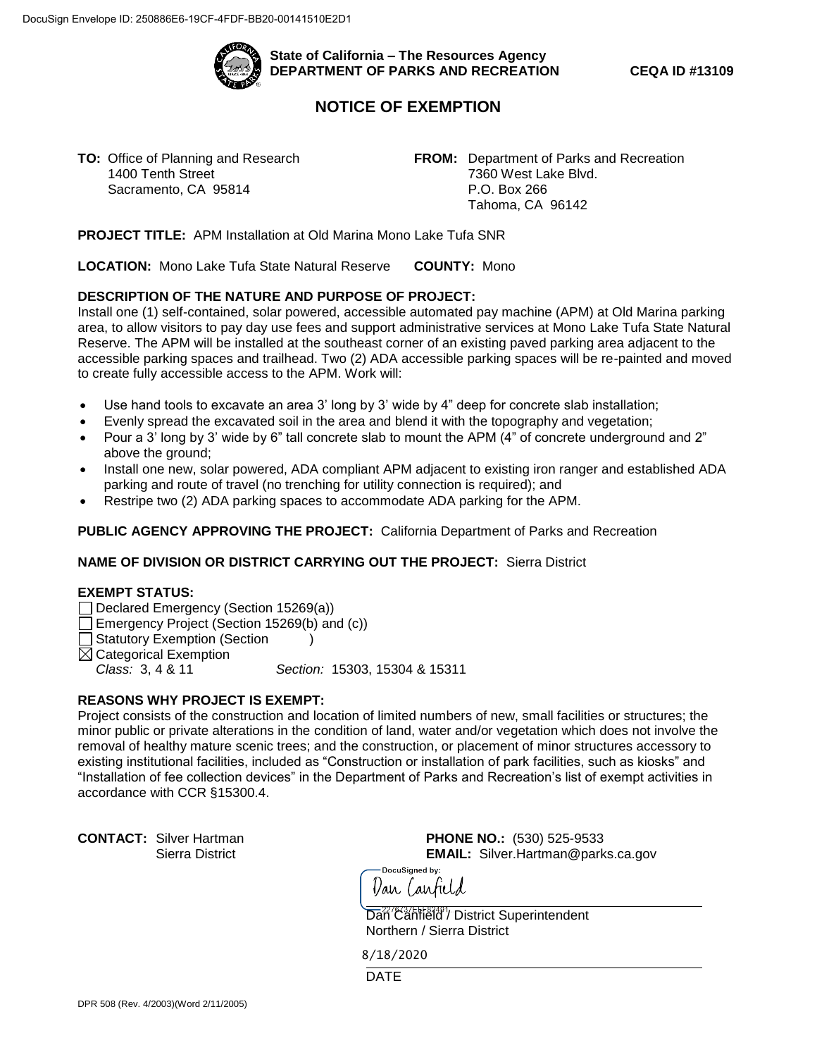DocuSign Envelope ID: 250886E6-19CF-4FDF-BB20-00141510E2D1

**State of California – The Resources Agency**
**DEPARTMENT OF PARKS AND RECREATION** **CEQA ID #13109**

# NOTICE OF EXEMPTION

**TO:** Office of Planning and Research
1400 Tenth Street
Sacramento, CA 95814

**FROM:** Department of Parks and Recreation
7360 West Lake Blvd.
P.O. Box 266
Tahoma, CA 96142

**PROJECT TITLE:** APM Installation at Old Marina Mono Lake Tufa SNR

**LOCATION:** Mono Lake Tufa State Natural Reserve **COUNTY:** Mono

**DESCRIPTION OF THE NATURE AND PURPOSE OF PROJECT:**
Install one (1) self-contained, solar powered, accessible automated pay machine (APM) at Old Marina parking area, to allow visitors to pay day use fees and support administrative services at Mono Lake Tufa State Natural Reserve. The APM will be installed at the southeast corner of an existing paved parking area adjacent to the accessible parking spaces and trailhead. Two (2) ADA accessible parking spaces will be re-painted and moved to create fully accessible access to the APM. Work will:

- Use hand tools to excavate an area 3' long by 3' wide by 4" deep for concrete slab installation;
- Evenly spread the excavated soil in the area and blend it with the topography and vegetation;
- Pour a 3' long by 3' wide by 6" tall concrete slab to mount the APM (4" of concrete underground and 2" above the ground;
- Install one new, solar powered, ADA compliant APM adjacent to existing iron ranger and established ADA parking and route of travel (no trenching for utility connection is required); and
- Restripe two (2) ADA parking spaces to accommodate ADA parking for the APM.

**PUBLIC AGENCY APPROVING THE PROJECT:** California Department of Parks and Recreation

**NAME OF DIVISION OR DISTRICT CARRYING OUT THE PROJECT:** Sierra District

**EXEMPT STATUS:**
☐ Declared Emergency (Section 15269(a))
☐ Emergency Project (Section 15269(b) and (c))
☐ Statutory Exemption (Section )
☒ Categorical Exemption
*Class:* 3, 4 & 11 *Section:* 15303, 15304 & 15311

**REASONS WHY PROJECT IS EXEMPT:**
Project consists of the construction and location of limited numbers of new, small facilities or structures; the minor public or private alterations in the condition of land, water and/or vegetation which does not involve the removal of healthy mature scenic trees; and the construction, or placement of minor structures accessory to existing institutional facilities, included as "Construction or installation of park facilities, such as kiosks" and "Installation of fee collection devices" in the Department of Parks and Recreation's list of exempt activities in accordance with CCR §15300.4.

**CONTACT:** Silver Hartman
Sierra District

**PHONE NO.:** (530) 525-9533
**EMAIL:** Silver.Hartman@parks.ca.gov

DocuSigned by:
Dan Canfield

Dan Canfield / District Superintendent
Northern / Sierra District

8/18/2020

DATE

DPR 508 (Rev. 4/2003)(Word 2/11/2005)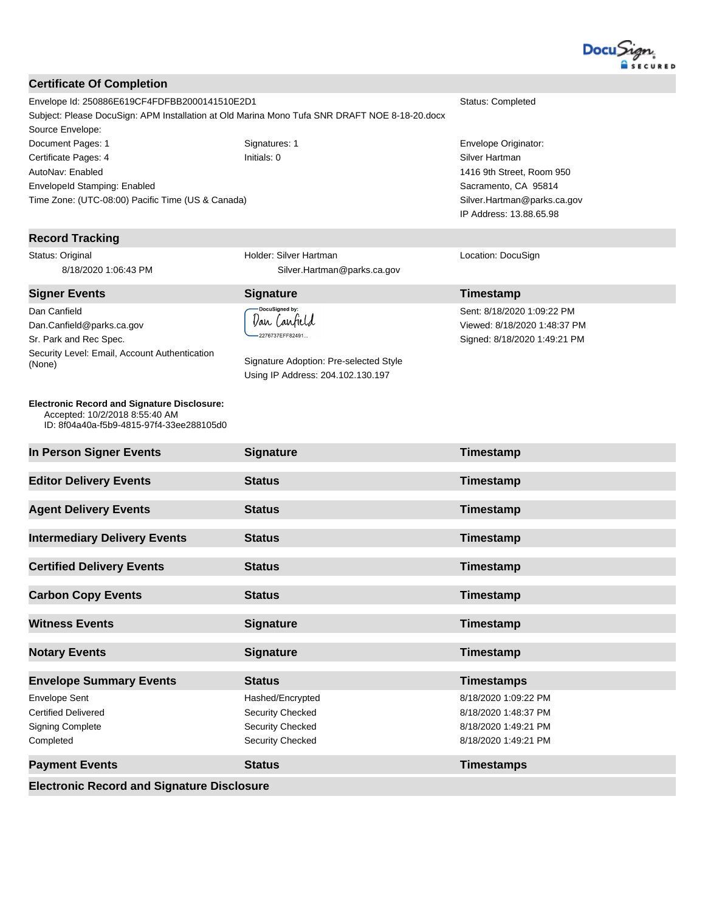## Certificate Of Completion

| | | |
|---|---|---|
| Envelope Id: 250886E619CF4FDFBB2000141510E2D1 | | Status: Completed |
| Subject: Please DocuSign: APM Installation at Old Marina Mono Tufa SNR DRAFT NOE 8-18-20.docx | | |
| Source Envelope: | | |
| Document Pages: 1 | Signatures: 1 | Envelope Originator: |
| Certificate Pages: 4 | Initials: 0 | Silver Hartman |
| AutoNav: Enabled | | 1416 9th Street, Room 950 |
| EnvelopeId Stamping: Enabled | | Sacramento, CA 95814 |
| Time Zone: (UTC-08:00) Pacific Time (US & Canada) | | Silver.Hartman@parks.ca.gov |
| | | IP Address: 13.88.65.98 |

## Record Tracking

| | | |
|---|---|---|
| Status: Original<br>8/18/2020 1:06:43 PM | Holder: Silver Hartman<br>Silver.Hartman@parks.ca.gov | Location: DocuSign |

| Signer Events | Signature | Timestamp |
|---|---|---|
| Dan Canfield<br>Dan.Canfield@parks.ca.gov<br>Sr. Park and Rec Spec.<br>Security Level: Email, Account Authentication (None) | DocuSigned by:<br>Dan Canfield<br>2276737EFF82491...<br><br>Signature Adoption: Pre-selected Style<br>Using IP Address: 204.102.130.197 | Sent: 8/18/2020 1:09:22 PM<br>Viewed: 8/18/2020 1:48:37 PM<br>Signed: 8/18/2020 1:49:21 PM |

**Electronic Record and Signature Disclosure:**
Accepted: 10/2/2018 8:55:40 AM
ID: 8f04a40a-f5b9-4815-97f4-33ee288105d0

| In Person Signer Events | Signature | Timestamp |
|---|---|---|

| Editor Delivery Events | Status | Timestamp |
|---|---|---|

| Agent Delivery Events | Status | Timestamp |
|---|---|---|

| Intermediary Delivery Events | Status | Timestamp |
|---|---|---|

| Certified Delivery Events | Status | Timestamp |
|---|---|---|

| Carbon Copy Events | Status | Timestamp |
|---|---|---|

| Witness Events | Signature | Timestamp |
|---|---|---|

| Notary Events | Signature | Timestamp |
|---|---|---|

| Envelope Summary Events | Status | Timestamps |
|---|---|---|
| Envelope Sent | Hashed/Encrypted | 8/18/2020 1:09:22 PM |
| Certified Delivered | Security Checked | 8/18/2020 1:48:37 PM |
| Signing Complete | Security Checked | 8/18/2020 1:49:21 PM |
| Completed | Security Checked | 8/18/2020 1:49:21 PM |

| Payment Events | Status | Timestamps |
|---|---|---|

## Electronic Record and Signature Disclosure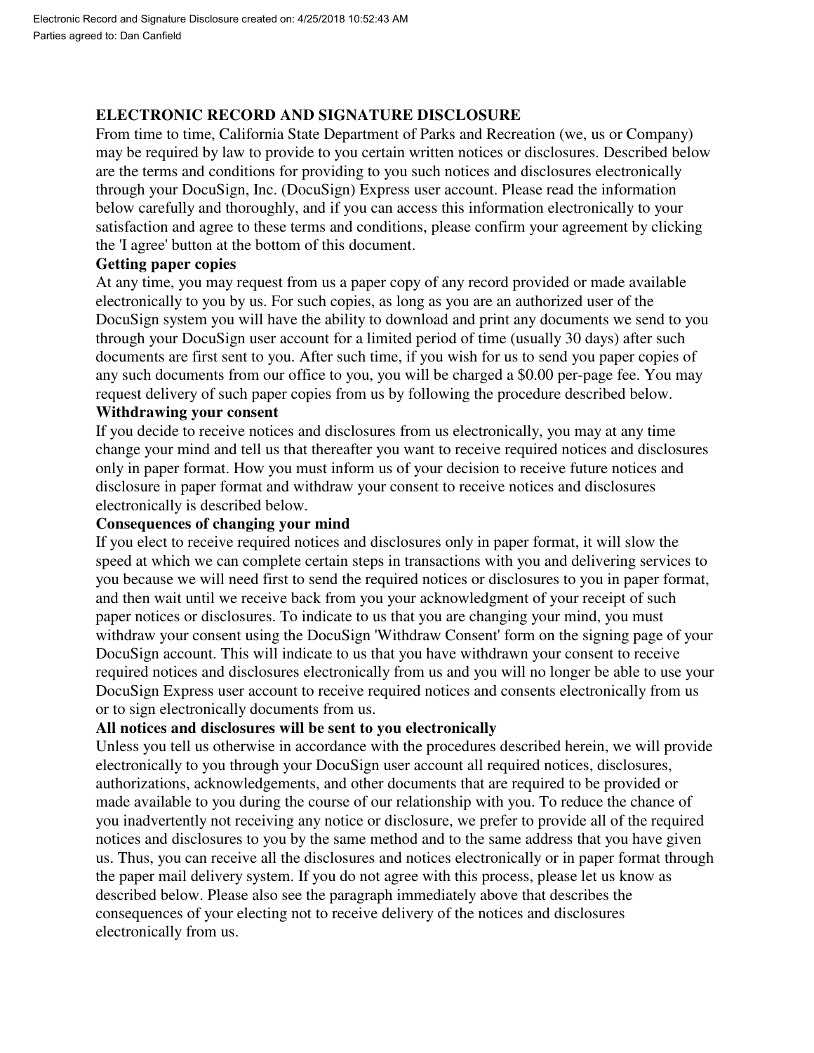## ELECTRONIC RECORD AND SIGNATURE DISCLOSURE

From time to time, California State Department of Parks and Recreation (we, us or Company) may be required by law to provide to you certain written notices or disclosures. Described below are the terms and conditions for providing to you such notices and disclosures electronically through your DocuSign, Inc. (DocuSign) Express user account. Please read the information below carefully and thoroughly, and if you can access this information electronically to your satisfaction and agree to these terms and conditions, please confirm your agreement by clicking the 'I agree' button at the bottom of this document.

### Getting paper copies

At any time, you may request from us a paper copy of any record provided or made available electronically to you by us. For such copies, as long as you are an authorized user of the DocuSign system you will have the ability to download and print any documents we send to you through your DocuSign user account for a limited period of time (usually 30 days) after such documents are first sent to you. After such time, if you wish for us to send you paper copies of any such documents from our office to you, you will be charged a $0.00 per-page fee. You may request delivery of such paper copies from us by following the procedure described below.

### Withdrawing your consent

If you decide to receive notices and disclosures from us electronically, you may at any time change your mind and tell us that thereafter you want to receive required notices and disclosures only in paper format. How you must inform us of your decision to receive future notices and disclosure in paper format and withdraw your consent to receive notices and disclosures electronically is described below.

### Consequences of changing your mind

If you elect to receive required notices and disclosures only in paper format, it will slow the speed at which we can complete certain steps in transactions with you and delivering services to you because we will need first to send the required notices or disclosures to you in paper format, and then wait until we receive back from you your acknowledgment of your receipt of such paper notices or disclosures. To indicate to us that you are changing your mind, you must withdraw your consent using the DocuSign 'Withdraw Consent' form on the signing page of your DocuSign account. This will indicate to us that you have withdrawn your consent to receive required notices and disclosures electronically from us and you will no longer be able to use your DocuSign Express user account to receive required notices and consents electronically from us or to sign electronically documents from us.

### All notices and disclosures will be sent to you electronically

Unless you tell us otherwise in accordance with the procedures described herein, we will provide electronically to you through your DocuSign user account all required notices, disclosures, authorizations, acknowledgements, and other documents that are required to be provided or made available to you during the course of our relationship with you. To reduce the chance of you inadvertently not receiving any notice or disclosure, we prefer to provide all of the required notices and disclosures to you by the same method and to the same address that you have given us. Thus, you can receive all the disclosures and notices electronically or in paper format through the paper mail delivery system. If you do not agree with this process, please let us know as described below. Please also see the paragraph immediately above that describes the consequences of your electing not to receive delivery of the notices and disclosures electronically from us.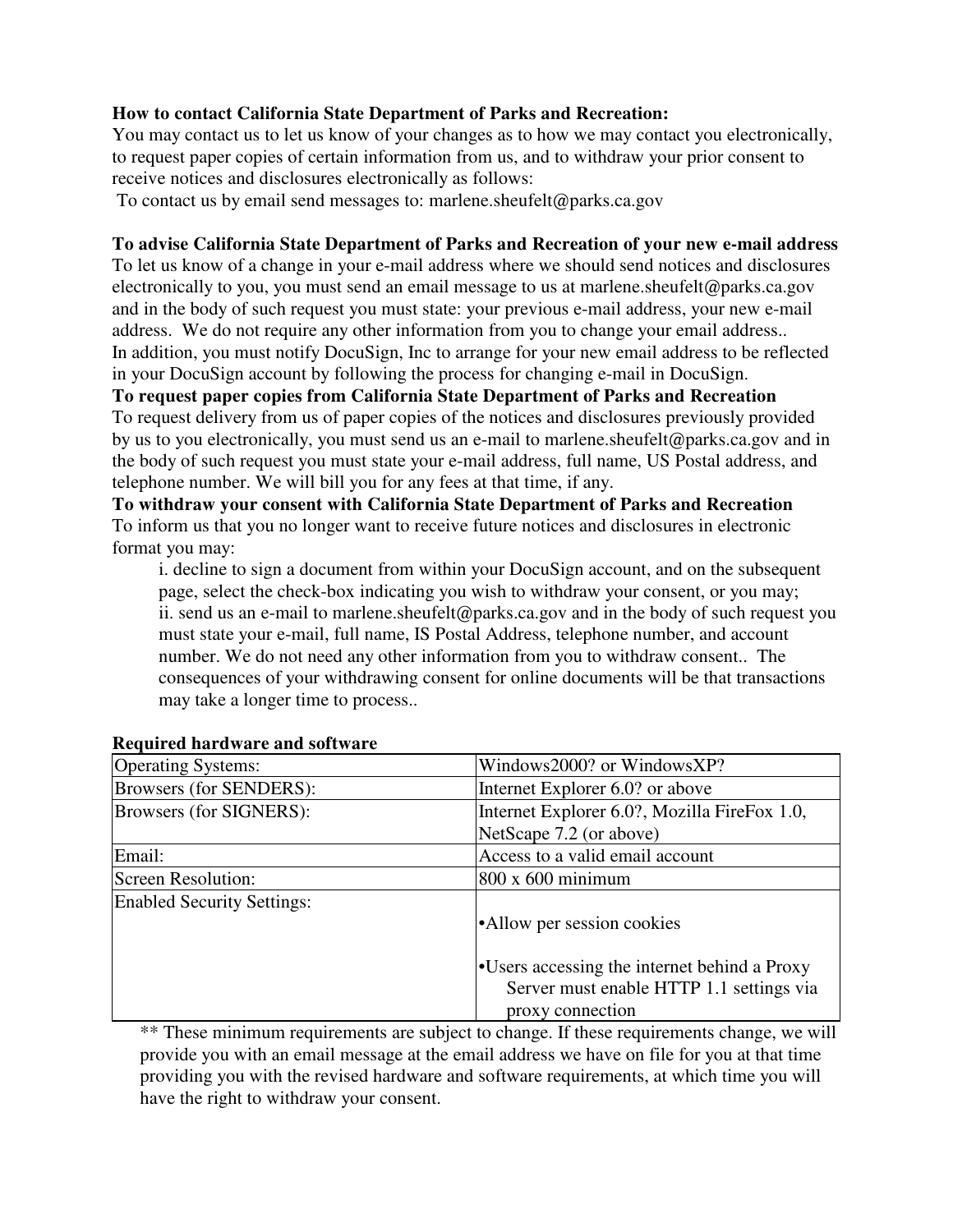**How to contact California State Department of Parks and Recreation:**
You may contact us to let us know of your changes as to how we may contact you electronically, to request paper copies of certain information from us, and to withdraw your prior consent to receive notices and disclosures electronically as follows:
To contact us by email send messages to: marlene.sheufelt@parks.ca.gov

**To advise California State Department of Parks and Recreation of your new e-mail address**
To let us know of a change in your e-mail address where we should send notices and disclosures electronically to you, you must send an email message to us at marlene.sheufelt@parks.ca.gov and in the body of such request you must state: your previous e-mail address, your new e-mail address. We do not require any other information from you to change your email address..
In addition, you must notify DocuSign, Inc to arrange for your new email address to be reflected in your DocuSign account by following the process for changing e-mail in DocuSign.

**To request paper copies from California State Department of Parks and Recreation**
To request delivery from us of paper copies of the notices and disclosures previously provided by us to you electronically, you must send us an e-mail to marlene.sheufelt@parks.ca.gov and in the body of such request you must state your e-mail address, full name, US Postal address, and telephone number. We will bill you for any fees at that time, if any.

**To withdraw your consent with California State Department of Parks and Recreation**
To inform us that you no longer want to receive future notices and disclosures in electronic format you may:

i. decline to sign a document from within your DocuSign account, and on the subsequent page, select the check-box indicating you wish to withdraw your consent, or you may;
ii. send us an e-mail to marlene.sheufelt@parks.ca.gov and in the body of such request you must state your e-mail, full name, IS Postal Address, telephone number, and account number. We do not need any other information from you to withdraw consent.. The consequences of your withdrawing consent for online documents will be that transactions may take a longer time to process..

**Required hardware and software**

| Operating Systems: | Windows2000? or WindowsXP? |
|---|---|
| Browsers (for SENDERS): | Internet Explorer 6.0? or above |
| Browsers (for SIGNERS): | Internet Explorer 6.0?, Mozilla FireFox 1.0, NetScape 7.2 (or above) |
| Email: | Access to a valid email account |
| Screen Resolution: | 800 x 600 minimum |
| Enabled Security Settings: | •Allow per session cookies<br>•Users accessing the internet behind a Proxy Server must enable HTTP 1.1 settings via proxy connection |

** These minimum requirements are subject to change. If these requirements change, we will provide you with an email message at the email address we have on file for you at that time providing you with the revised hardware and software requirements, at which time you will have the right to withdraw your consent.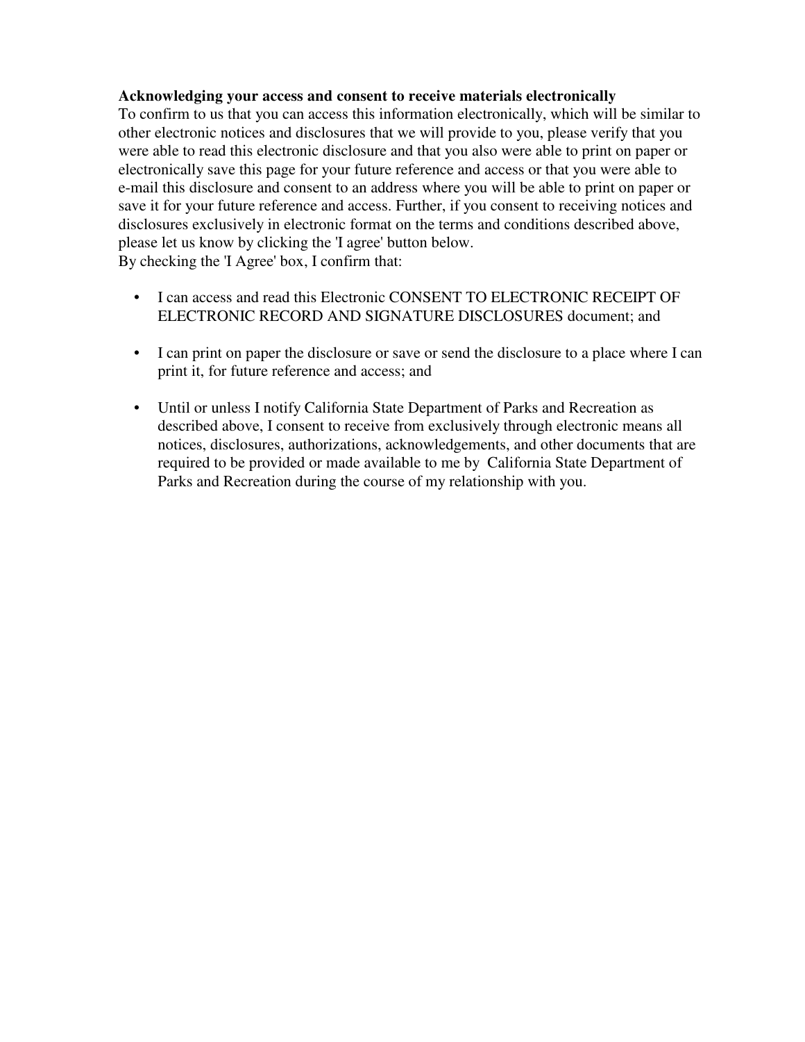**Acknowledging your access and consent to receive materials electronically**

To confirm to us that you can access this information electronically, which will be similar to other electronic notices and disclosures that we will provide to you, please verify that you were able to read this electronic disclosure and that you also were able to print on paper or electronically save this page for your future reference and access or that you were able to e-mail this disclosure and consent to an address where you will be able to print on paper or save it for your future reference and access. Further, if you consent to receiving notices and disclosures exclusively in electronic format on the terms and conditions described above, please let us know by clicking the 'I agree' button below.

By checking the 'I Agree' box, I confirm that:

- I can access and read this Electronic CONSENT TO ELECTRONIC RECEIPT OF ELECTRONIC RECORD AND SIGNATURE DISCLOSURES document; and

- I can print on paper the disclosure or save or send the disclosure to a place where I can print it, for future reference and access; and

- Until or unless I notify California State Department of Parks and Recreation as described above, I consent to receive from exclusively through electronic means all notices, disclosures, authorizations, acknowledgements, and other documents that are required to be provided or made available to me by California State Department of Parks and Recreation during the course of my relationship with you.